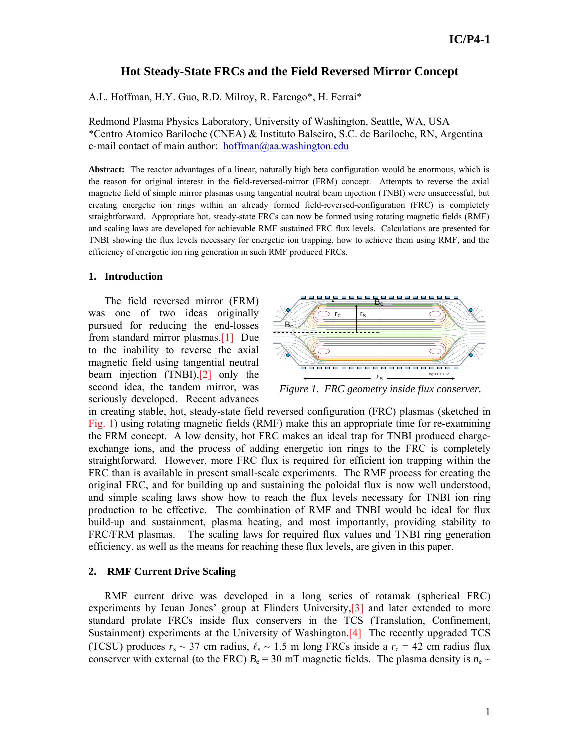# Hot Steady-State FRCs and the Field Reversed Mirror Concept

A.L. Hoffman, H.Y. Guo, R.D. Milroy, R. Farengo*, H. Ferrai*

Redmond Plasma Physics Laboratory, University of Washington, Seattle, WA, USA
*Centro Atomico Bariloche (CNEA) & Instituto Balseiro, S.C. de Bariloche, RN, Argentina
e-mail contact of main author: hoffman@aa.washington.edu

**Abstract:** The reactor advantages of a linear, naturally high beta configuration would be enormous, which is the reason for original interest in the field-reversed-mirror (FRM) concept. Attempts to reverse the axial magnetic field of simple mirror plasmas using tangential neutral beam injection (TNBI) were unsuccessful, but creating energetic ion rings within an already formed field-reversed-configuration (FRC) is completely straightforward. Appropriate hot, steady-state FRCs can now be formed using rotating magnetic fields (RMF) and scaling laws are developed for achievable RMF sustained FRC flux levels. Calculations are presented for TNBI showing the flux levels necessary for energetic ion trapping, how to achieve them using RMF, and the efficiency of energetic ion ring generation in such RMF produced FRCs.

## 1. Introduction

The field reversed mirror (FRM) was one of two ideas originally pursued for reducing the end-losses from standard mirror plasmas.[1] Due to the inability to reverse the axial magnetic field using tangential neutral beam injection (TNBI),[2] only the second idea, the tandem mirror, was seriously developed. Recent advances in creating stable, hot, steady-state field reversed configuration (FRC) plasmas (sketched in Fig. 1) using rotating magnetic fields (RMF) make this an appropriate time for re-examining the FRM concept. A low density, hot FRC makes an ideal trap for TNBI produced charge-exchange ions, and the process of adding energetic ion rings to the FRC is completely straightforward. However, more FRC flux is required for efficient ion trapping within the FRC than is available in present small-scale experiments. The RMF process for creating the original FRC, and for building up and sustaining the poloidal flux is now well understood, and simple scaling laws show how to reach the flux levels necessary for TNBI ion ring production to be effective. The combination of RMF and TNBI would be ideal for flux build-up and sustainment, plasma heating, and most importantly, providing stability to FRC/FRM plasmas. The scaling laws for required flux values and TNBI ring generation efficiency, as well as the means for reaching these flux levels, are given in this paper.

*Figure 1. FRC geometry inside flux conserver.*

## 2. RMF Current Drive Scaling

RMF current drive was developed in a long series of rotamak (spherical FRC) experiments by Ieuan Jones' group at Flinders University,[3] and later extended to more standard prolate FRCs inside flux conservers in the TCS (Translation, Confinement, Sustainment) experiments at the University of Washington.[4] The recently upgraded TCS (TCSU) produces $r_s \sim 37$ cm radius, $\ell_s \sim 1.5$ m long FRCs inside a $r_c = 42$ cm radius flux conserver with external (to the FRC) $B_e = 30$ mT magnetic fields. The plasma density is $n_e \sim$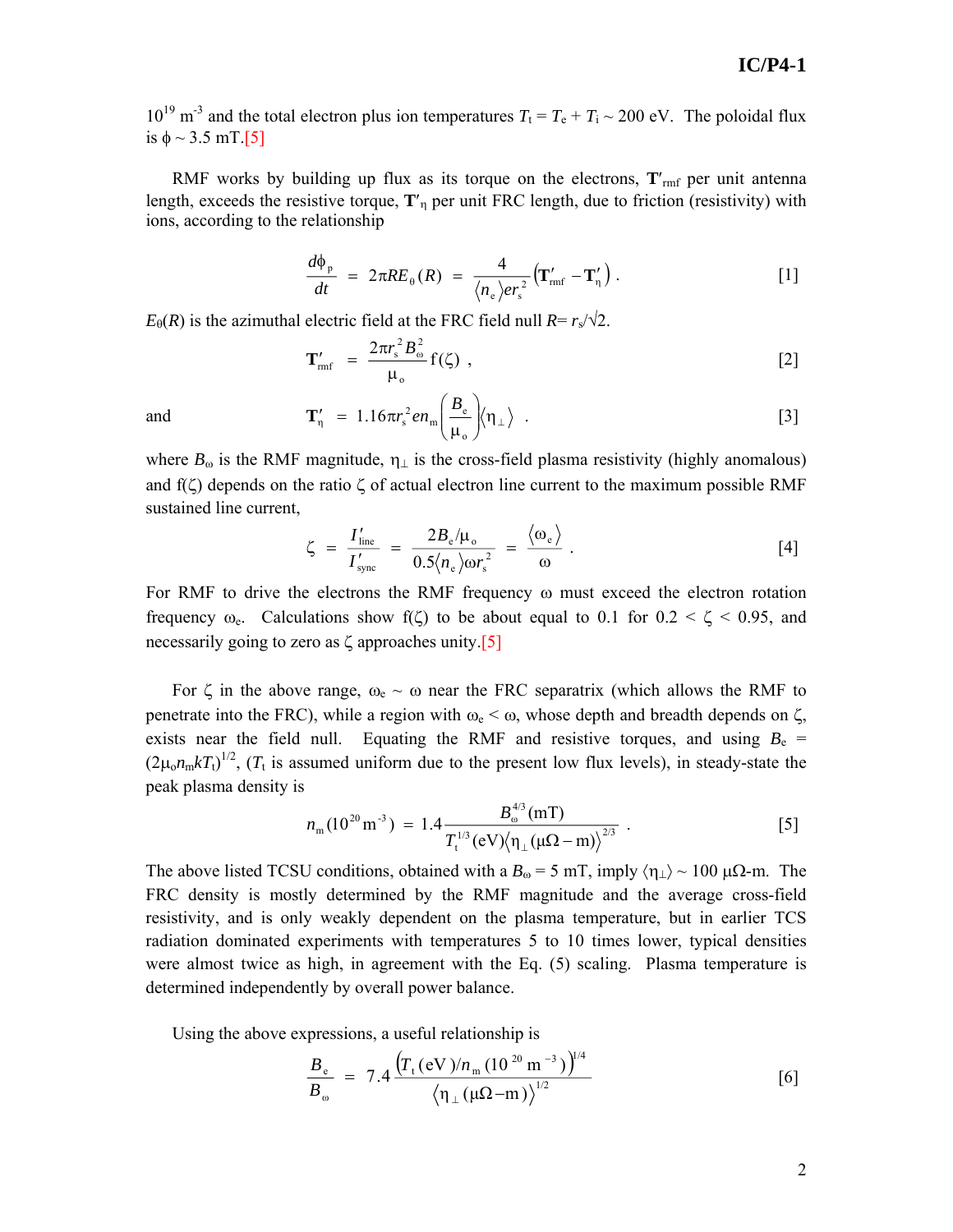$10^{19}$ m$^{-3}$ and the total electron plus ion temperatures $T_t = T_e + T_i \sim 200$ eV. The poloidal flux is $\phi \sim 3.5$ mT.[5]

RMF works by building up flux as its torque on the electrons, $\mathbf{T}'_{\rm rmf}$ per unit antenna length, exceeds the resistive torque, $\mathbf{T}'_\eta$ per unit FRC length, due to friction (resistivity) with ions, according to the relationship

$$\frac{d\phi_p}{dt} = 2\pi R E_\theta(R) = \frac{4}{\langle n_e \rangle e r_s^2}\left(\mathbf{T}'_{\rm rmf} - \mathbf{T}'_\eta\right) . \qquad [1]$$

$E_\theta(R)$ is the azimuthal electric field at the FRC field null $R = r_s/\sqrt{2}$.

$$\mathbf{T}'_{\rm rmf} = \frac{2\pi r_s^2 B_\omega^2}{\mu_o} f(\zeta) , \qquad [2]$$

and

$$\mathbf{T}'_\eta = 1.16\pi r_s^2 e n_m \left(\frac{B_e}{\mu_o}\right)\langle \eta_\perp \rangle . \qquad [3]$$

where $B_\omega$ is the RMF magnitude, $\eta_\perp$ is the cross-field plasma resistivity (highly anomalous) and $f(\zeta)$ depends on the ratio $\zeta$ of actual electron line current to the maximum possible RMF sustained line current,

$$\zeta = \frac{I'_{\rm line}}{I'_{\rm sync}} = \frac{2B_e/\mu_o}{0.5\langle n_e \rangle \omega r_s^2} = \frac{\langle \omega_e \rangle}{\omega} . \qquad [4]$$

For RMF to drive the electrons the RMF frequency $\omega$ must exceed the electron rotation frequency $\omega_e$. Calculations show $f(\zeta)$ to be about equal to 0.1 for $0.2 < \zeta < 0.95$, and necessarily going to zero as $\zeta$ approaches unity.[5]

For $\zeta$ in the above range, $\omega_e \sim \omega$ near the FRC separatrix (which allows the RMF to penetrate into the FRC), while a region with $\omega_e < \omega$, whose depth and breadth depends on $\zeta$, exists near the field null. Equating the RMF and resistive torques, and using $B_e = (2\mu_o n_m k T_t)^{1/2}$, ($T_t$ is assumed uniform due to the present low flux levels), in steady-state the peak plasma density is

$$n_m(10^{20}\,{\rm m}^{-3}) = 1.4\frac{B_\omega^{4/3}({\rm mT})}{T_t^{1/3}({\rm eV})\langle \eta_\perp(\mu\Omega - {\rm m})\rangle^{2/3}} . \qquad [5]$$

The above listed TCSU conditions, obtained with a $B_\omega = 5$ mT, imply $\langle \eta_\perp \rangle \sim 100$ μΩ-m. The FRC density is mostly determined by the RMF magnitude and the average cross-field resistivity, and is only weakly dependent on the plasma temperature, but in earlier TCS radiation dominated experiments with temperatures 5 to 10 times lower, typical densities were almost twice as high, in agreement with the Eq. (5) scaling. Plasma temperature is determined independently by overall power balance.

Using the above expressions, a useful relationship is

$$\frac{B_e}{B_\omega} = 7.4\frac{\left(T_t({\rm eV})/n_m(10^{20}\,{\rm m}^{-3})\right)^{1/4}}{\langle \eta_\perp(\mu\Omega - {\rm m})\rangle^{1/2}} \qquad [6]$$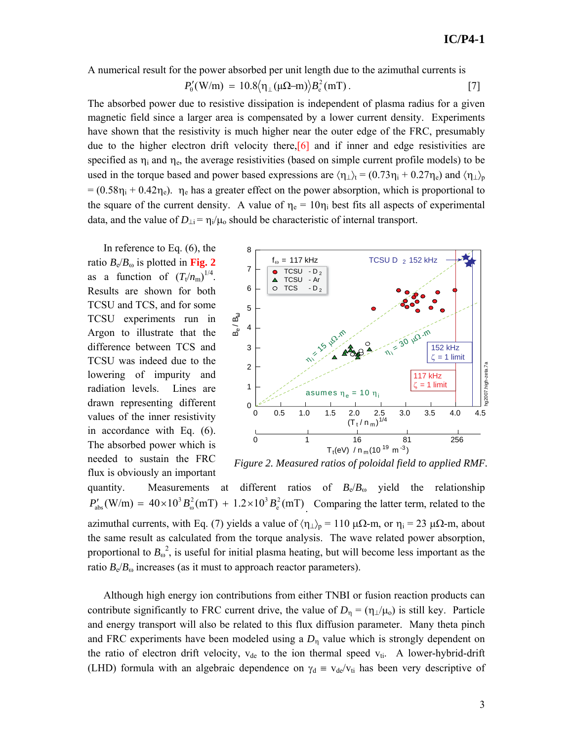A numerical result for the power absorbed per unit length due to the azimuthal currents is

$$P_\theta'(\text{W/m}) = 10.8\langle \eta_\perp(\mu\Omega\text{–m})\rangle B_e^2(\text{mT}) . \qquad [7]$$

The absorbed power due to resistive dissipation is independent of plasma radius for a given magnetic field since a larger area is compensated by a lower current density. Experiments have shown that the resistivity is much higher near the outer edge of the FRC, presumably due to the higher electron drift velocity there,[6] and if inner and edge resistivities are specified as $\eta_i$ and $\eta_e$, the average resistivities (based on simple current profile models) to be used in the torque based and power based expressions are $\langle\eta_\perp\rangle_t = (0.73\eta_i + 0.27\eta_e)$ and $\langle\eta_\perp\rangle_p = (0.58\eta_i + 0.42\eta_e)$. $\eta_e$ has a greater effect on the power absorption, which is proportional to the square of the current density. A value of $\eta_e = 10\eta_i$ best fits all aspects of experimental data, and the value of $D_{\perp i} = \eta_i/\mu_o$ should be characteristic of internal transport.

In reference to Eq. (6), the ratio $B_e/B_\omega$ is plotted in Fig. 2 as a function of $(T_t/n_m)^{1/4}$. Results are shown for both TCSU and TCS, and for some TCSU experiments run in Argon to illustrate that the difference between TCS and TCSU was indeed due to the lowering of impurity and radiation levels. Lines are drawn representing different values of the inner resistivity in accordance with Eq. (6). The absorbed power which is needed to sustain the FRC flux is obviously an important quantity. Measurements at different ratios of $B_e/B_\omega$ yield the relationship $P_{abs}'(\text{W/m}) = 40\times10^3 B_\omega^2(\text{mT}) + 1.2\times10^3 B_e^2(\text{mT})$. Comparing the latter term, related to the azimuthal currents, with Eq. (7) yields a value of $\langle\eta_\perp\rangle_p = 110$ μΩ-m, or $\eta_i = 23$ μΩ-m, about the same result as calculated from the torque analysis. The wave related power absorption, proportional to $B_\omega^2$, is useful for initial plasma heating, but will become less important as the ratio $B_e/B_\omega$ increases (as it must to approach reactor parameters).

*Figure 2. Measured ratios of poloidal field to applied RMF.*

Although high energy ion contributions from either TNBI or fusion reaction products can contribute significantly to FRC current drive, the value of $D_\eta = (\eta_\perp/\mu_o)$ is still key. Particle and energy transport will also be related to this flux diffusion parameter. Many theta pinch and FRC experiments have been modeled using a $D_\eta$ value which is strongly dependent on the ratio of electron drift velocity, $v_{de}$ to the ion thermal speed $v_{ti}$. A lower-hybrid-drift (LHD) formula with an algebraic dependence on $\gamma_d \equiv v_{de}/v_{ti}$ has been very descriptive of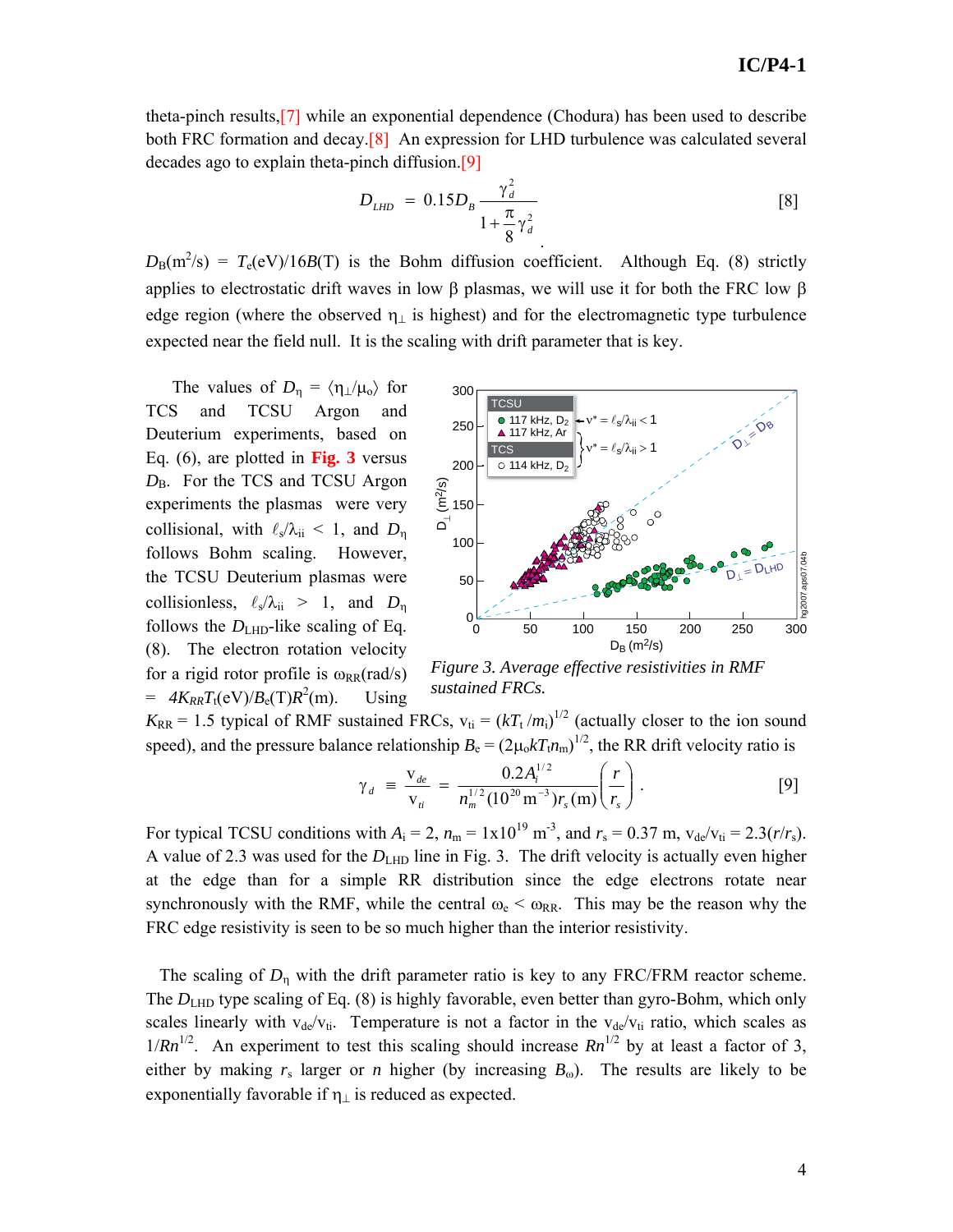theta-pinch results,[7] while an exponential dependence (Chodura) has been used to describe both FRC formation and decay.[8] An expression for LHD turbulence was calculated several decades ago to explain theta-pinch diffusion.[9]

$$D_{LHD} = 0.15 D_B \frac{\gamma_d^2}{1+\frac{\pi}{8}\gamma_d^2} \qquad [8]$$

$D_B(\mathrm{m^2/s}) = T_e(\mathrm{eV})/16B(\mathrm{T})$ is the Bohm diffusion coefficient. Although Eq. (8) strictly applies to electrostatic drift waves in low β plasmas, we will use it for both the FRC low β edge region (where the observed $\eta_\perp$ is highest) and for the electromagnetic type turbulence expected near the field null. It is the scaling with drift parameter that is key.

The values of $D_\eta = \langle\eta_\perp/\mu_o\rangle$ for TCS and TCSU Argon and Deuterium experiments, based on Eq. (6), are plotted in **Fig. 3** versus $D_B$. For the TCS and TCSU Argon experiments the plasmas were very collisional, with $\ell_s/\lambda_{ii} < 1$, and $D_\eta$ follows Bohm scaling. However, the TCSU Deuterium plasmas were collisionless, $\ell_s/\lambda_{ii} > 1$, and $D_\eta$ follows the $D_{LHD}$-like scaling of Eq. (8). The electron rotation velocity for a rigid rotor profile is $\omega_{RR}(\mathrm{rad/s}) = 4K_{RR}T_t(\mathrm{eV})/B_e(\mathrm{T})R^2(\mathrm{m})$. Using $K_{RR} = 1.5$ typical of RMF sustained FRCs, $v_{ti} = (kT_t/m_i)^{1/2}$ (actually closer to the ion sound speed), and the pressure balance relationship $B_e = (2\mu_o kT_t n_m)^{1/2}$, the RR drift velocity ratio is

*Figure 3. Average effective resistivities in RMF sustained FRCs.*

$$\gamma_d \equiv \frac{v_{de}}{v_{ti}} = \frac{0.2A_i^{1/2}}{n_m^{1/2}(10^{20}\,\mathrm{m}^{-3})r_s(\mathrm{m})}\left(\frac{r}{r_s}\right). \qquad [9]$$

For typical TCSU conditions with $A_i = 2$, $n_m = 1\times10^{19}\ \mathrm{m}^{-3}$, and $r_s = 0.37$ m, $v_{de}/v_{ti} = 2.3(r/r_s)$. A value of 2.3 was used for the $D_{LHD}$ line in Fig. 3. The drift velocity is actually even higher at the edge than for a simple RR distribution since the edge electrons rotate near synchronously with the RMF, while the central $\omega_e < \omega_{RR}$. This may be the reason why the FRC edge resistivity is seen to be so much higher than the interior resistivity.

The scaling of $D_\eta$ with the drift parameter ratio is key to any FRC/FRM reactor scheme. The $D_{LHD}$ type scaling of Eq. (8) is highly favorable, even better than gyro-Bohm, which only scales linearly with $v_{de}/v_{ti}$. Temperature is not a factor in the $v_{de}/v_{ti}$ ratio, which scales as $1/Rn^{1/2}$. An experiment to test this scaling should increase $Rn^{1/2}$ by at least a factor of 3, either by making $r_s$ larger or $n$ higher (by increasing $B_\omega$). The results are likely to be exponentially favorable if $\eta_\perp$ is reduced as expected.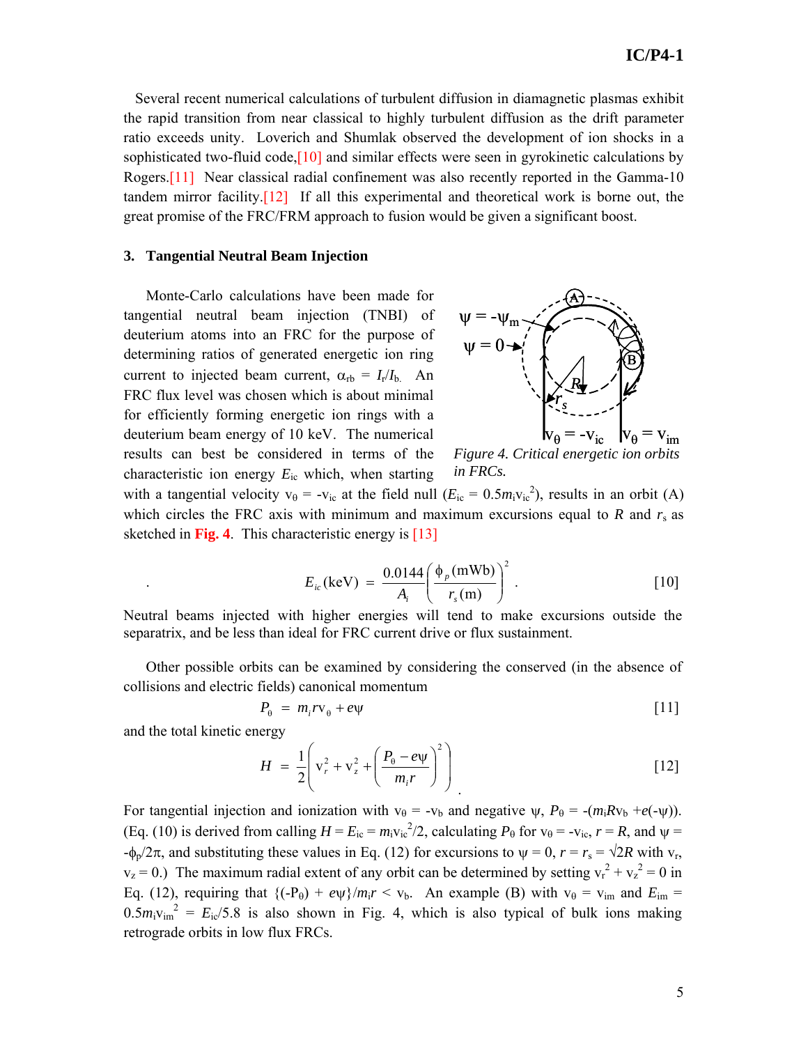Several recent numerical calculations of turbulent diffusion in diamagnetic plasmas exhibit the rapid transition from near classical to highly turbulent diffusion as the drift parameter ratio exceeds unity. Loverich and Shumlak observed the development of ion shocks in a sophisticated two-fluid code,[10] and similar effects were seen in gyrokinetic calculations by Rogers.[11] Near classical radial confinement was also recently reported in the Gamma-10 tandem mirror facility.[12] If all this experimental and theoretical work is borne out, the great promise of the FRC/FRM approach to fusion would be given a significant boost.

### 3. Tangential Neutral Beam Injection

Monte-Carlo calculations have been made for tangential neutral beam injection (TNBI) of deuterium atoms into an FRC for the purpose of determining ratios of generated energetic ion ring current to injected beam current, $\alpha_{rb} = I_r/I_b$. An FRC flux level was chosen which is about minimal for efficiently forming energetic ion rings with a deuterium beam energy of 10 keV. The numerical results can best be considered in terms of the characteristic ion energy $E_{ic}$ which, when starting with a tangential velocity $v_\theta = -v_{ic}$ at the field null ($E_{ic} = 0.5 m_i v_{ic}^2$), results in an orbit (A) which circles the FRC axis with minimum and maximum excursions equal to $R$ and $r_s$ as sketched in **Fig. 4**. This characteristic energy is [13]

*Figure 4. Critical energetic ion orbits in FRCs.*

$$E_{ic}(\text{keV}) = \frac{0.0144}{A_i}\left(\frac{\phi_p(\text{mWb})}{r_s(\text{m})}\right)^2 . \qquad [10]$$

Neutral beams injected with higher energies will tend to make excursions outside the separatrix, and be less than ideal for FRC current drive or flux sustainment.

Other possible orbits can be examined by considering the conserved (in the absence of collisions and electric fields) canonical momentum

$$P_\theta = m_i r v_\theta + e\psi \qquad [11]$$

and the total kinetic energy

$$H = \frac{1}{2}\left(v_r^2 + v_z^2 + \left(\frac{P_\theta - e\psi}{m_i r}\right)^2\right) \qquad [12]$$

For tangential injection and ionization with $v_\theta = -v_b$ and negative $\psi$, $P_\theta = -(m_i R v_b + e(-\psi))$. (Eq. (10) is derived from calling $H = E_{ic} = m_i v_{ic}^2/2$, calculating $P_\theta$ for $v_\theta = -v_{ic}$, $r = R$, and $\psi = -\phi_p/2\pi$, and substituting these values in Eq. (12) for excursions to $\psi = 0$, $r = r_s = \sqrt{2}R$ with $v_r$, $v_z = 0$.) The maximum radial extent of any orbit can be determined by setting $v_r^2 + v_z^2 = 0$ in Eq. (12), requiring that $\{(-P_\theta) + e\psi\}/m_i r < v_b$. An example (B) with $v_\theta = v_{im}$ and $E_{im} = 0.5 m_i v_{im}^2 = E_{ic}/5.8$ is also shown in Fig. 4, which is also typical of bulk ions making retrograde orbits in low flux FRCs.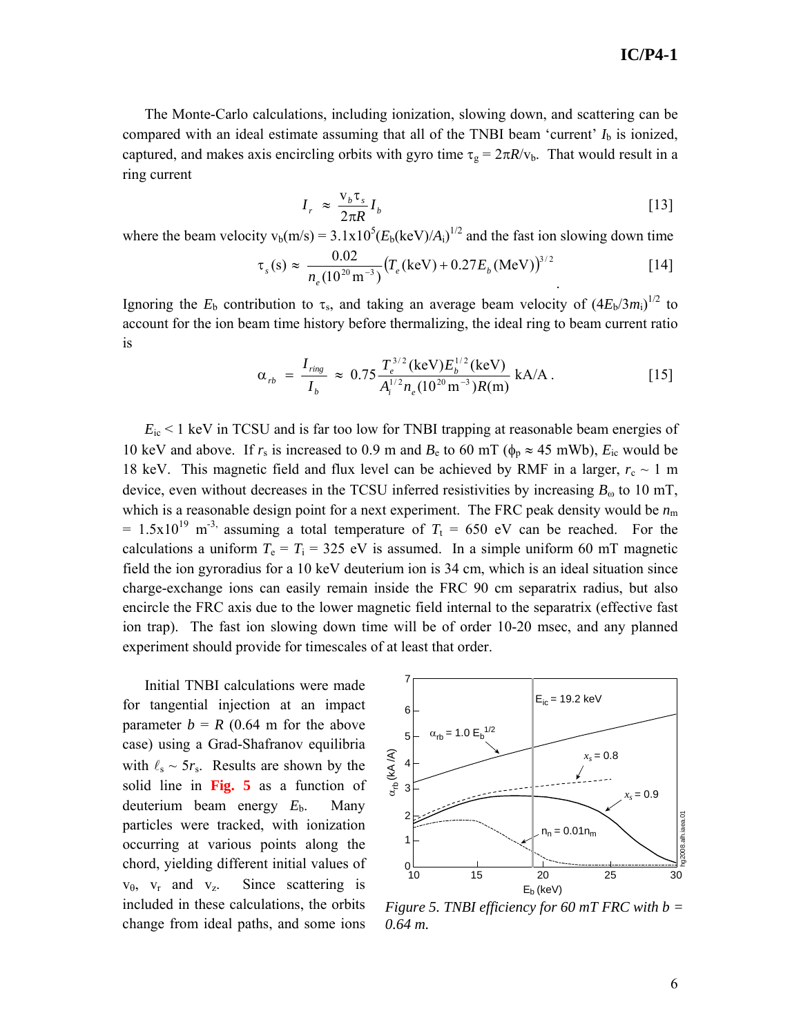The Monte-Carlo calculations, including ionization, slowing down, and scattering can be compared with an ideal estimate assuming that all of the TNBI beam 'current' $I_b$ is ionized, captured, and makes axis encircling orbits with gyro time $\tau_g = 2\pi R/v_b$. That would result in a ring current

$$I_r \approx \frac{v_b \tau_s}{2\pi R} I_b \qquad [13]$$

where the beam velocity $v_b(m/s) = 3.1 \times 10^5 (E_b(keV)/A_i)^{1/2}$ and the fast ion slowing down time

$$\tau_s(s) \approx \frac{0.02}{n_e(10^{20}\,m^{-3})} \left( T_e(keV) + 0.27 E_b(MeV) \right)^{3/2} \qquad [14]$$

Ignoring the $E_b$ contribution to $\tau_s$, and taking an average beam velocity of $(4E_b/3m_i)^{1/2}$ to account for the ion beam time history before thermalizing, the ideal ring to beam current ratio is

$$\alpha_{rb} = \frac{I_{ring}}{I_b} \approx 0.75 \frac{T_e^{3/2}(keV) E_b^{1/2}(keV)}{A_i^{1/2} n_e(10^{20}\,m^{-3}) R(m)} \text{ kA/A}. \qquad [15]$$

$E_{ic} < 1$ keV in TCSU and is far too low for TNBI trapping at reasonable beam energies of 10 keV and above. If $r_s$ is increased to 0.9 m and $B_e$ to 60 mT ($\phi_p \approx 45$ mWb), $E_{ic}$ would be 18 keV. This magnetic field and flux level can be achieved by RMF in a larger, $r_c \sim 1$ m device, even without decreases in the TCSU inferred resistivities by increasing $B_\omega$ to 10 mT, which is a reasonable design point for a next experiment. The FRC peak density would be $n_m = 1.5 \times 10^{19}$ m$^{-3}$, assuming a total temperature of $T_t = 650$ eV can be reached. For the calculations a uniform $T_e = T_i = 325$ eV is assumed. In a simple uniform 60 mT magnetic field the ion gyroradius for a 10 keV deuterium ion is 34 cm, which is an ideal situation since charge-exchange ions can easily remain inside the FRC 90 cm separatrix radius, but also encircle the FRC axis due to the lower magnetic field internal to the separatrix (effective fast ion trap). The fast ion slowing down time will be of order 10-20 msec, and any planned experiment should provide for timescales of at least that order.

Initial TNBI calculations were made for tangential injection at an impact parameter $b = R$ (0.64 m for the above case) using a Grad-Shafranov equilibria with $\ell_s \sim 5r_s$. Results are shown by the solid line in **Fig. 5** as a function of deuterium beam energy $E_b$. Many particles were tracked, with ionization occurring at various points along the chord, yielding different initial values of $v_\theta$, $v_r$ and $v_z$. Since scattering is included in these calculations, the orbits change from ideal paths, and some ions

*Figure 5. TNBI efficiency for 60 mT FRC with b = 0.64 m.*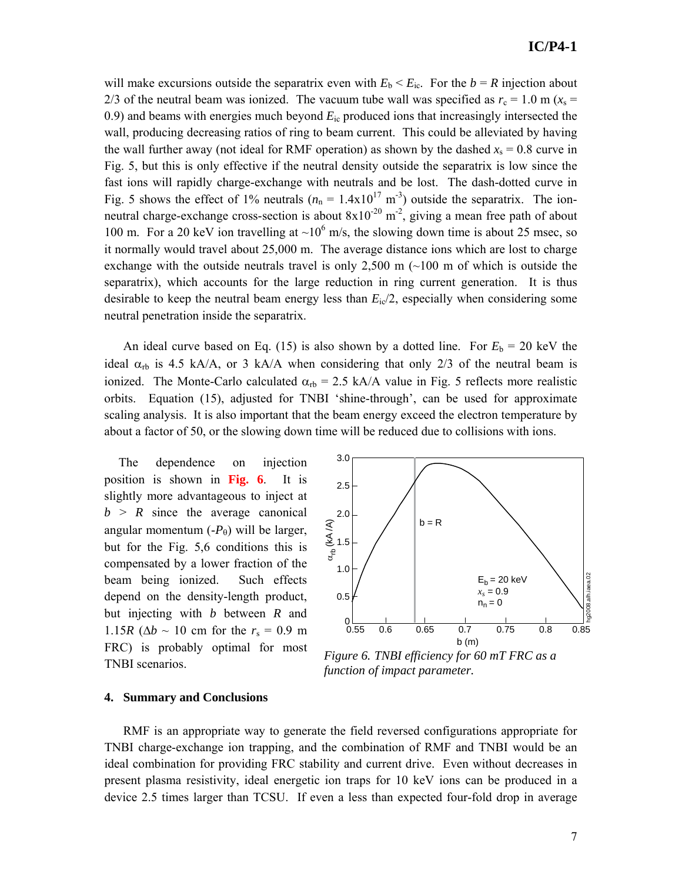will make excursions outside the separatrix even with $E_b < E_{ic}$. For the $b = R$ injection about 2/3 of the neutral beam was ionized. The vacuum tube wall was specified as $r_c = 1.0$ m ($x_s = 0.9$) and beams with energies much beyond $E_{ic}$ produced ions that increasingly intersected the wall, producing decreasing ratios of ring to beam current. This could be alleviated by having the wall further away (not ideal for RMF operation) as shown by the dashed $x_s = 0.8$ curve in Fig. 5, but this is only effective if the neutral density outside the separatrix is low since the fast ions will rapidly charge-exchange with neutrals and be lost. The dash-dotted curve in Fig. 5 shows the effect of 1% neutrals ($n_n = 1.4 \times 10^{17}$ m$^{-3}$) outside the separatrix. The ion-neutral charge-exchange cross-section is about $8 \times 10^{-20}$ m$^{-2}$, giving a mean free path of about 100 m. For a 20 keV ion travelling at $\sim 10^6$ m/s, the slowing down time is about 25 msec, so it normally would travel about 25,000 m. The average distance ions which are lost to charge exchange with the outside neutrals travel is only 2,500 m (~100 m of which is outside the separatrix), which accounts for the large reduction in ring current generation. It is thus desirable to keep the neutral beam energy less than $E_{ic}/2$, especially when considering some neutral penetration inside the separatrix.

An ideal curve based on Eq. (15) is also shown by a dotted line. For $E_b = 20$ keV the ideal $\alpha_{rb}$ is 4.5 kA/A, or 3 kA/A when considering that only 2/3 of the neutral beam is ionized. The Monte-Carlo calculated $\alpha_{rb} = 2.5$ kA/A value in Fig. 5 reflects more realistic orbits. Equation (15), adjusted for TNBI 'shine-through', can be used for approximate scaling analysis. It is also important that the beam energy exceed the electron temperature by about a factor of 50, or the slowing down time will be reduced due to collisions with ions.

The dependence on injection position is shown in **Fig. 6**. It is slightly more advantageous to inject at $b > R$ since the average canonical angular momentum ($-P_\theta$) will be larger, but for the Fig. 5,6 conditions this is compensated by a lower fraction of the beam being ionized. Such effects depend on the density-length product, but injecting with $b$ between $R$ and $1.15R$ ($\Delta b \sim 10$ cm for the $r_s = 0.9$ m FRC) is probably optimal for most TNBI scenarios.

*Figure 6. TNBI efficiency for 60 mT FRC as a function of impact parameter.*

## 4. Summary and Conclusions

RMF is an appropriate way to generate the field reversed configurations appropriate for TNBI charge-exchange ion trapping, and the combination of RMF and TNBI would be an ideal combination for providing FRC stability and current drive. Even without decreases in present plasma resistivity, ideal energetic ion traps for 10 keV ions can be produced in a device 2.5 times larger than TCSU. If even a less than expected four-fold drop in average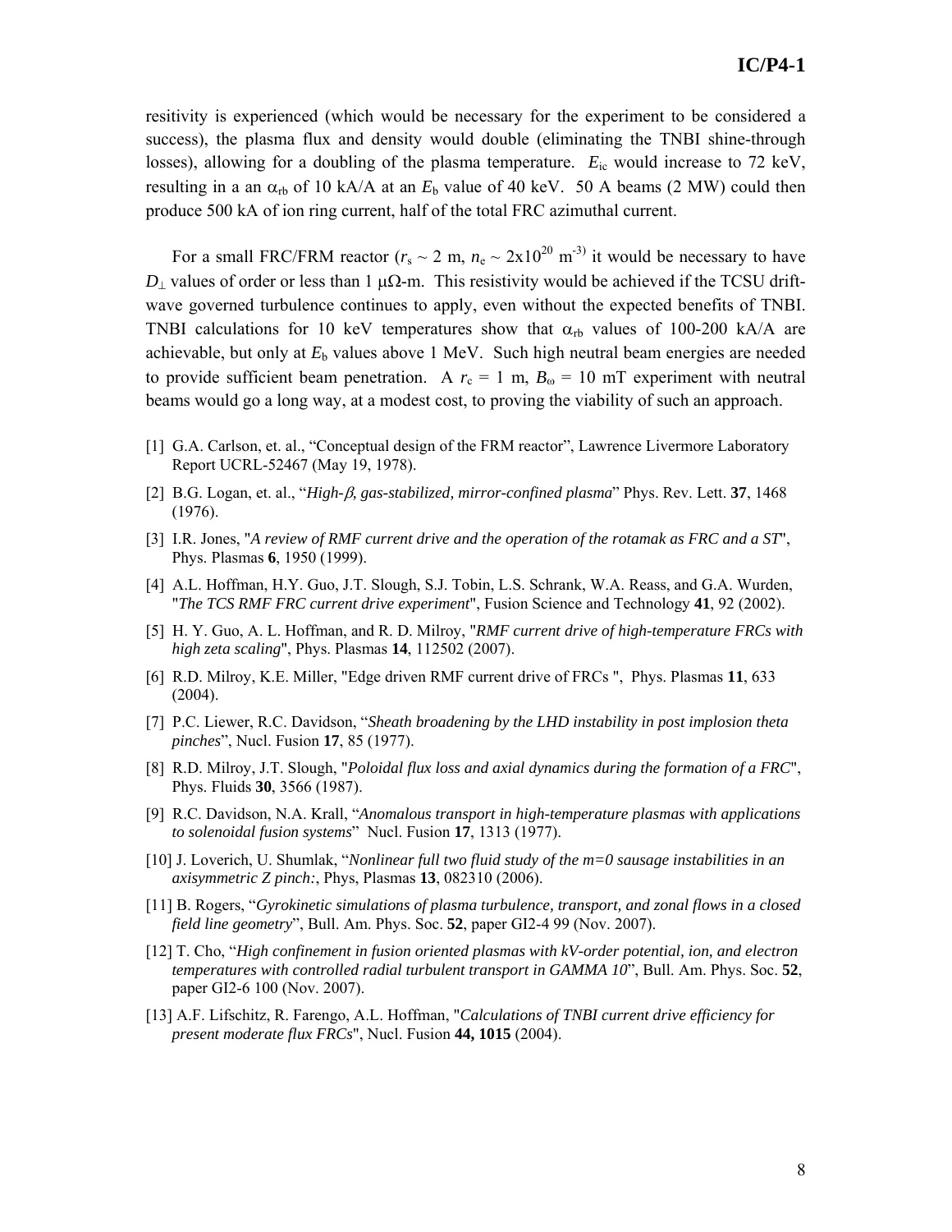resitivity is experienced (which would be necessary for the experiment to be considered a success), the plasma flux and density would double (eliminating the TNBI shine-through losses), allowing for a doubling of the plasma temperature. $E_{ic}$ would increase to 72 keV, resulting in a an $\alpha_{rb}$ of 10 kA/A at an $E_b$ value of 40 keV. 50 A beams (2 MW) could then produce 500 kA of ion ring current, half of the total FRC azimuthal current.

For a small FRC/FRM reactor ($r_s \sim 2$ m, $n_e \sim 2\text{x}10^{20}$ m$^{-3)}$ it would be necessary to have $D_\perp$ values of order or less than 1 μΩ-m. This resistivity would be achieved if the TCSU drift-wave governed turbulence continues to apply, even without the expected benefits of TNBI. TNBI calculations for 10 keV temperatures show that $\alpha_{rb}$ values of 100-200 kA/A are achievable, but only at $E_b$ values above 1 MeV. Such high neutral beam energies are needed to provide sufficient beam penetration. A $r_c = 1$ m, $B_\omega = 10$ mT experiment with neutral beams would go a long way, at a modest cost, to proving the viability of such an approach.

[1] G.A. Carlson, et. al., "Conceptual design of the FRM reactor", Lawrence Livermore Laboratory Report UCRL-52467 (May 19, 1978).

[2] B.G. Logan, et. al., "*High-β, gas-stabilized, mirror-confined plasma*" Phys. Rev. Lett. **37**, 1468 (1976).

[3] I.R. Jones, "*A review of RMF current drive and the operation of the rotamak as FRC and a ST*", Phys. Plasmas **6**, 1950 (1999).

[4] A.L. Hoffman, H.Y. Guo, J.T. Slough, S.J. Tobin, L.S. Schrank, W.A. Reass, and G.A. Wurden, "*The TCS RMF FRC current drive experiment*", Fusion Science and Technology **41**, 92 (2002).

[5] H. Y. Guo, A. L. Hoffman, and R. D. Milroy, "*RMF current drive of high-temperature FRCs with high zeta scaling*", Phys. Plasmas **14**, 112502 (2007).

[6] R.D. Milroy, K.E. Miller, "Edge driven RMF current drive of FRCs ", Phys. Plasmas **11**, 633 (2004).

[7] P.C. Liewer, R.C. Davidson, "*Sheath broadening by the LHD instability in post implosion theta pinches*", Nucl. Fusion **17**, 85 (1977).

[8] R.D. Milroy, J.T. Slough, "*Poloidal flux loss and axial dynamics during the formation of a FRC*", Phys. Fluids **30**, 3566 (1987).

[9] R.C. Davidson, N.A. Krall, "*Anomalous transport in high-temperature plasmas with applications to solenoidal fusion systems*" Nucl. Fusion **17**, 1313 (1977).

[10] J. Loverich, U. Shumlak, "*Nonlinear full two fluid study of the m=0 sausage instabilities in an axisymmetric Z pinch:*, Phys, Plasmas **13**, 082310 (2006).

[11] B. Rogers, "*Gyrokinetic simulations of plasma turbulence, transport, and zonal flows in a closed field line geometry*", Bull. Am. Phys. Soc. **52**, paper GI2-4 99 (Nov. 2007).

[12] T. Cho, "*High confinement in fusion oriented plasmas with kV-order potential, ion, and electron temperatures with controlled radial turbulent transport in GAMMA 10*", Bull. Am. Phys. Soc. **52**, paper GI2-6 100 (Nov. 2007).

[13] A.F. Lifschitz, R. Farengo, A.L. Hoffman, "*Calculations of TNBI current drive efficiency for present moderate flux FRCs*", Nucl. Fusion **44, 1015** (2004).